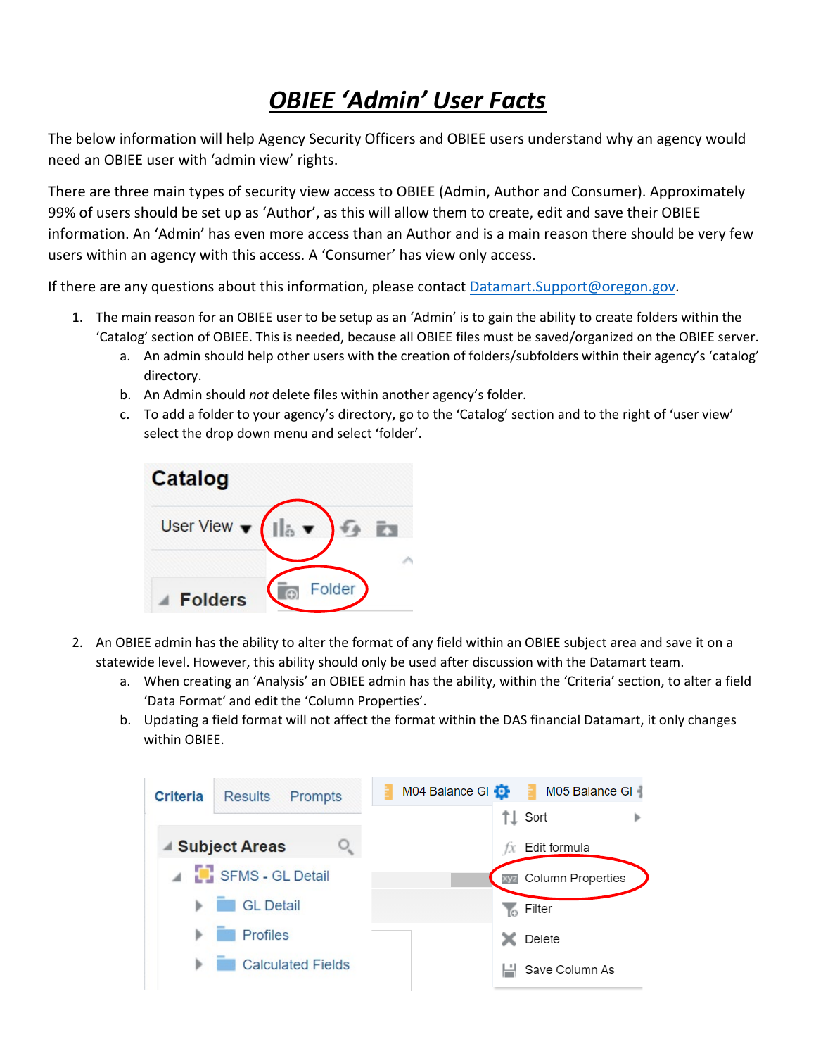# *OBIEE 'Admin' User Facts*

The below information will help Agency Security Officers and OBIEE users understand why an agency would need an OBIEE user with 'admin view' rights.

There are three main types of security view access to OBIEE (Admin, Author and Consumer). Approximately 99% of users should be set up as 'Author', as this will allow them to create, edit and save their OBIEE information. An 'Admin' has even more access than an Author and is a main reason there should be very few users within an agency with this access. A 'Consumer' has view only access.

If there are any questions about this information, please contact [Datamart.Support@oregon.gov](mailto:Datamart.Support@oregon.gov).

1. The main reason for an OBIEE user to be setup as an 'Admin' is to gain the ability to create folders within the 'Catalog' section of OBIEE. This is needed, because all OBIEE files must be saved/organized on the OBIEE server.
   a. An admin should help other users with the creation of folders/subfolders within their agency's 'catalog' directory.
   b. An Admin should *not* delete files within another agency's folder.
   c. To add a folder to your agency's directory, go to the 'Catalog' section and to the right of 'user view' select the drop down menu and select 'folder'.

2. An OBIEE admin has the ability to alter the format of any field within an OBIEE subject area and save it on a statewide level. However, this ability should only be used after discussion with the Datamart team.
   a. When creating an 'Analysis' an OBIEE admin has the ability, within the 'Criteria' section, to alter a field 'Data Format' and edit the 'Column Properties'.
   b. Updating a field format will not affect the format within the DAS financial Datamart, it only changes within OBIEE.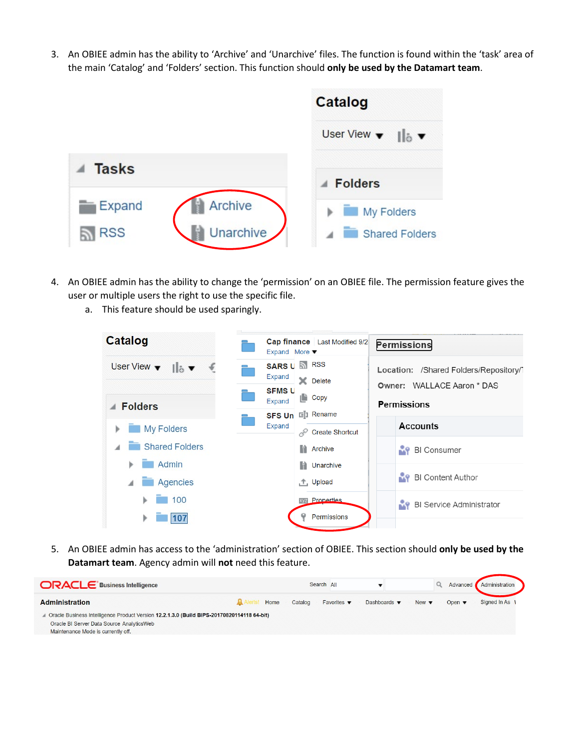3. An OBIEE admin has the ability to 'Archive' and 'Unarchive' files. The function is found within the 'task' area of the main 'Catalog' and 'Folders' section. This function should **only be used by the Datamart team**.

4. An OBIEE admin has the ability to change the 'permission' on an OBIEE file. The permission feature gives the user or multiple users the right to use the specific file.
   a. This feature should be used sparingly.

5. An OBIEE admin has access to the 'administration' section of OBIEE. This section should **only be used by the Datamart team**. Agency admin will **not** need this feature.